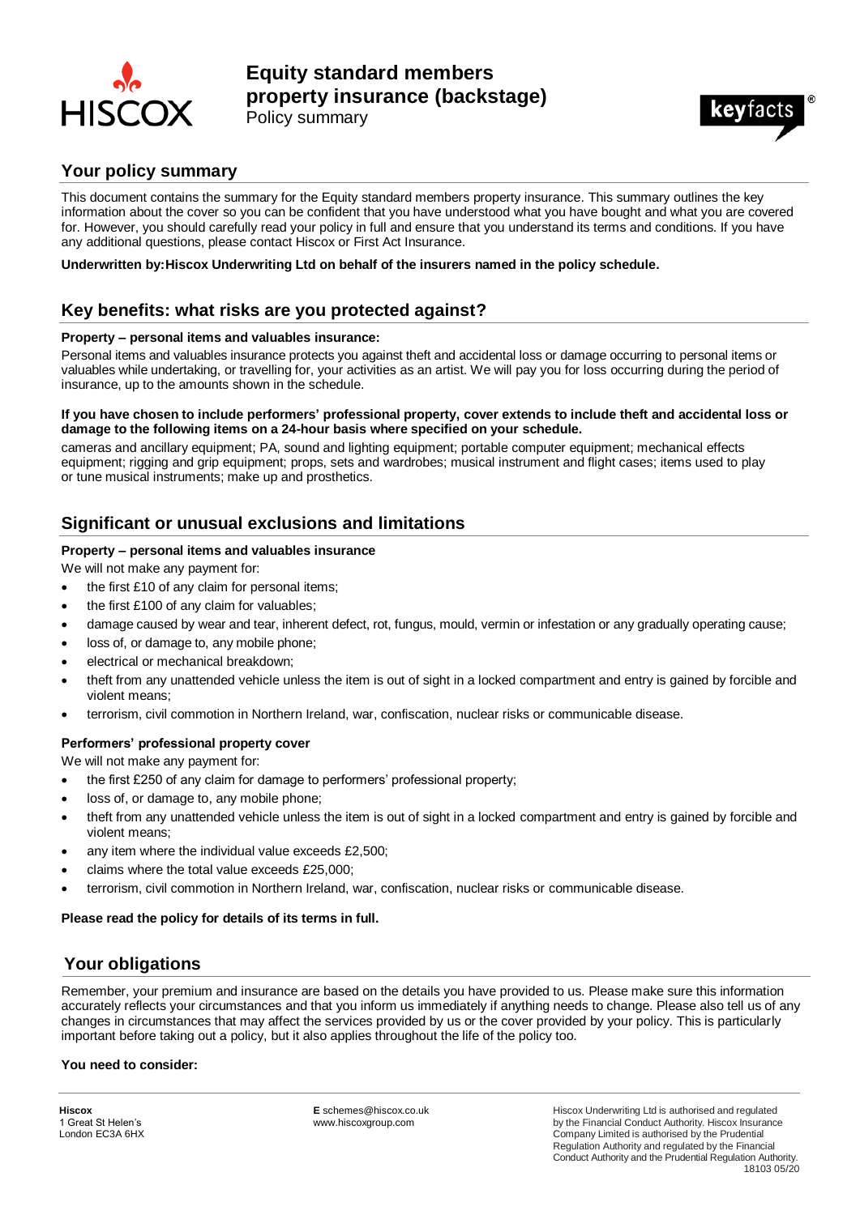# Equity standard members property insurance (backstage)

Policy summary

## Your policy summary

This document contains the summary for the Equity standard members property insurance. This summary outlines the key information about the cover so you can be confident that you have understood what you have bought and what you are covered for. However, you should carefully read your policy in full and ensure that you understand its terms and conditions. If you have any additional questions, please contact Hiscox or First Act Insurance.

**Underwritten by: Hiscox Underwriting Ltd on behalf of the insurers named in the policy schedule.**

## Key benefits: what risks are you protected against?

**Property – personal items and valuables insurance:**

Personal items and valuables insurance protects you against theft and accidental loss or damage occurring to personal items or valuables while undertaking, or travelling for, your activities as an artist. We will pay you for loss occurring during the period of insurance, up to the amounts shown in the schedule.

**If you have chosen to include performers' professional property, cover extends to include theft and accidental loss or damage to the following items on a 24-hour basis where specified on your schedule.**

cameras and ancillary equipment; PA, sound and lighting equipment; portable computer equipment; mechanical effects equipment; rigging and grip equipment; props, sets and wardrobes; musical instrument and flight cases; items used to play or tune musical instruments; make up and prosthetics.

## Significant or unusual exclusions and limitations

**Property – personal items and valuables insurance**

We will not make any payment for:

- the first £10 of any claim for personal items;
- the first £100 of any claim for valuables;
- damage caused by wear and tear, inherent defect, rot, fungus, mould, vermin or infestation or any gradually operating cause;
- loss of, or damage to, any mobile phone;
- electrical or mechanical breakdown;
- theft from any unattended vehicle unless the item is out of sight in a locked compartment and entry is gained by forcible and violent means;
- terrorism, civil commotion in Northern Ireland, war, confiscation, nuclear risks or communicable disease.

**Performers' professional property cover**

We will not make any payment for:

- the first £250 of any claim for damage to performers' professional property;
- loss of, or damage to, any mobile phone;
- theft from any unattended vehicle unless the item is out of sight in a locked compartment and entry is gained by forcible and violent means;
- any item where the individual value exceeds £2,500;
- claims where the total value exceeds £25,000;
- terrorism, civil commotion in Northern Ireland, war, confiscation, nuclear risks or communicable disease.

**Please read the policy for details of its terms in full.**

## Your obligations

Remember, your premium and insurance are based on the details you have provided to us. Please make sure this information accurately reflects your circumstances and that you inform us immediately if anything needs to change. Please also tell us of any changes in circumstances that may affect the services provided by us or the cover provided by your policy. This is particularly important before taking out a policy, but it also applies throughout the life of the policy too.

**You need to consider:**

**Hiscox**
1 Great St Helen's
London EC3A 6HX

**E** schemes@hiscox.co.uk
www.hiscoxgroup.com

Hiscox Underwriting Ltd is authorised and regulated by the Financial Conduct Authority. Hiscox Insurance Company Limited is authorised by the Prudential Regulation Authority and regulated by the Financial Conduct Authority and the Prudential Regulation Authority.
18103 05/20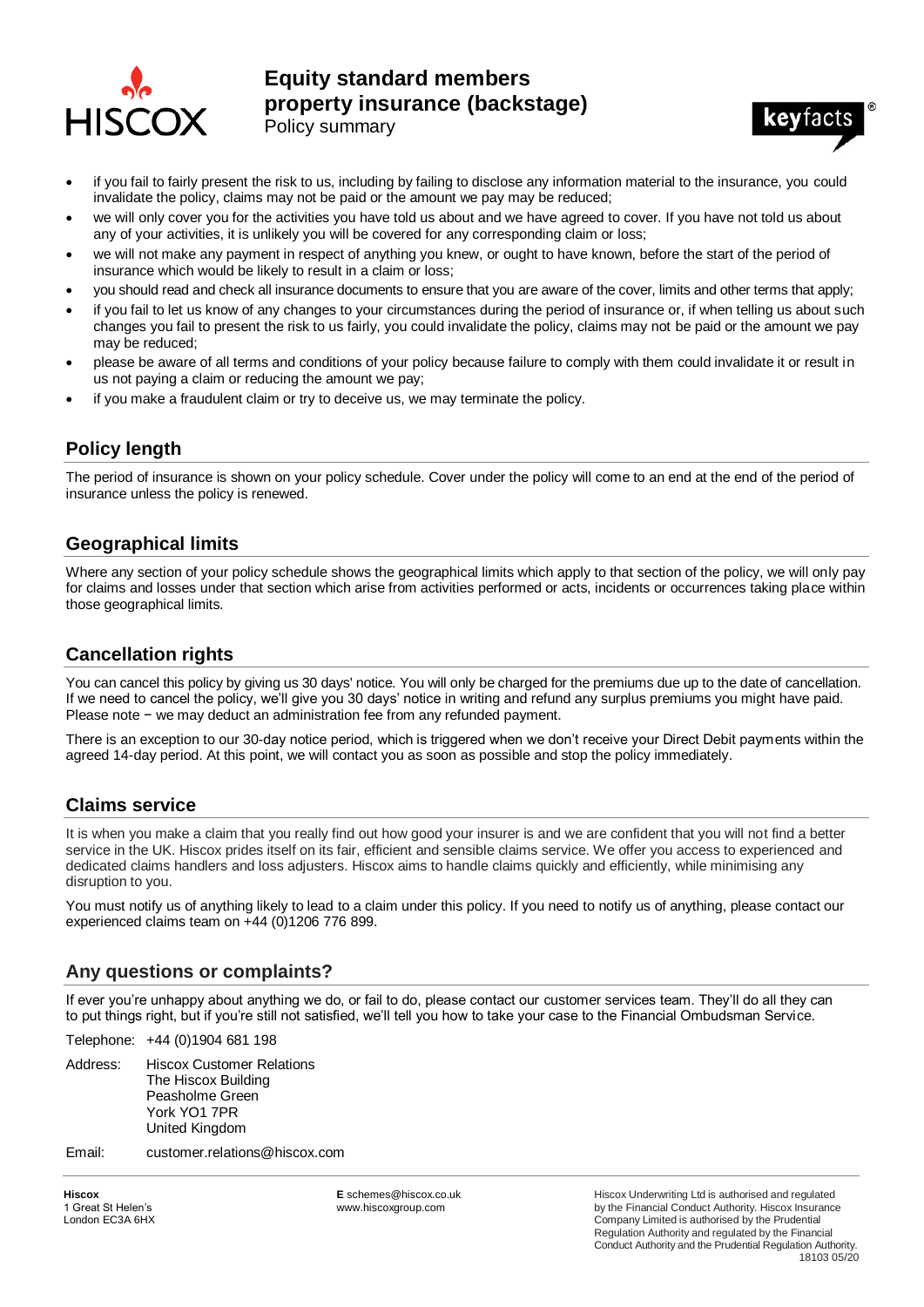- if you fail to fairly present the risk to us, including by failing to disclose any information material to the insurance, you could invalidate the policy, claims may not be paid or the amount we pay may be reduced;
- we will only cover you for the activities you have told us about and we have agreed to cover. If you have not told us about any of your activities, it is unlikely you will be covered for any corresponding claim or loss;
- we will not make any payment in respect of anything you knew, or ought to have known, before the start of the period of insurance which would be likely to result in a claim or loss;
- you should read and check all insurance documents to ensure that you are aware of the cover, limits and other terms that apply;
- if you fail to let us know of any changes to your circumstances during the period of insurance or, if when telling us about such changes you fail to present the risk to us fairly, you could invalidate the policy, claims may not be paid or the amount we pay may be reduced;
- please be aware of all terms and conditions of your policy because failure to comply with them could invalidate it or result in us not paying a claim or reducing the amount we pay;
- if you make a fraudulent claim or try to deceive us, we may terminate the policy.

## Policy length

The period of insurance is shown on your policy schedule. Cover under the policy will come to an end at the end of the period of insurance unless the policy is renewed.

## Geographical limits

Where any section of your policy schedule shows the geographical limits which apply to that section of the policy, we will only pay for claims and losses under that section which arise from activities performed or acts, incidents or occurrences taking place within those geographical limits.

## Cancellation rights

You can cancel this policy by giving us 30 days' notice. You will only be charged for the premiums due up to the date of cancellation. If we need to cancel the policy, we'll give you 30 days' notice in writing and refund any surplus premiums you might have paid. Please note − we may deduct an administration fee from any refunded payment.

There is an exception to our 30-day notice period, which is triggered when we don't receive your Direct Debit payments within the agreed 14-day period. At this point, we will contact you as soon as possible and stop the policy immediately.

## Claims service

It is when you make a claim that you really find out how good your insurer is and we are confident that you will not find a better service in the UK. Hiscox prides itself on its fair, efficient and sensible claims service. We offer you access to experienced and dedicated claims handlers and loss adjusters. Hiscox aims to handle claims quickly and efficiently, while minimising any disruption to you.

You must notify us of anything likely to lead to a claim under this policy. If you need to notify us of anything, please contact our experienced claims team on +44 (0)1206 776 899.

## Any questions or complaints?

If ever you're unhappy about anything we do, or fail to do, please contact our customer services team. They'll do all they can to put things right, but if you're still not satisfied, we'll tell you how to take your case to the Financial Ombudsman Service.

Telephone: +44 (0)1904 681 198

Address: Hiscox Customer Relations
The Hiscox Building
Peasholme Green
York YO1 7PR
United Kingdom

Email: customer.relations@hiscox.com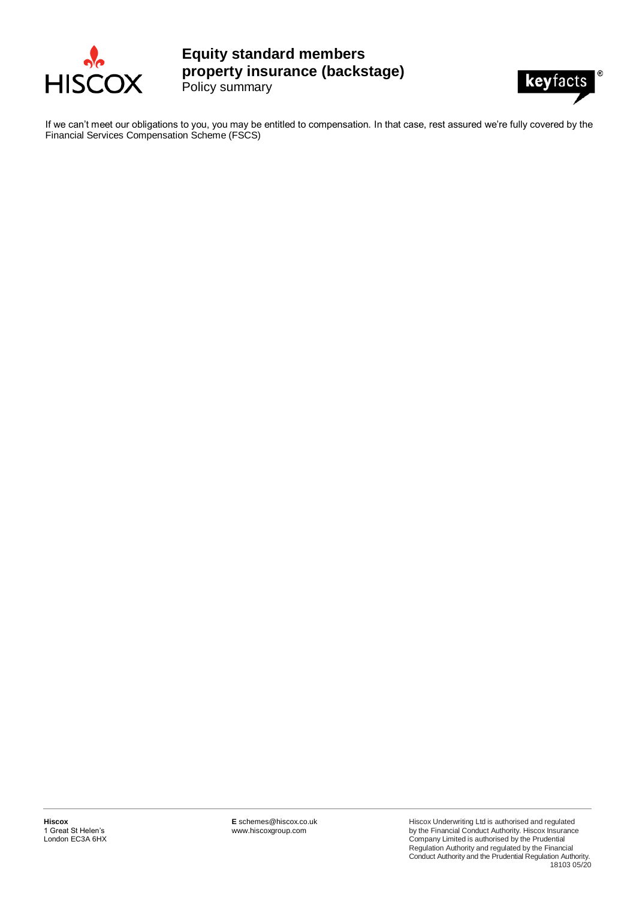# Equity standard members property insurance (backstage)

Policy summary

If we can't meet our obligations to you, you may be entitled to compensation. In that case, rest assured we're fully covered by the Financial Services Compensation Scheme (FSCS)

**Hiscox**
1 Great St Helen's
London EC3A 6HX

**E** schemes@hiscox.co.uk
www.hiscoxgroup.com

Hiscox Underwriting Ltd is authorised and regulated by the Financial Conduct Authority. Hiscox Insurance Company Limited is authorised by the Prudential Regulation Authority and regulated by the Financial Conduct Authority and the Prudential Regulation Authority.
18103 05/20